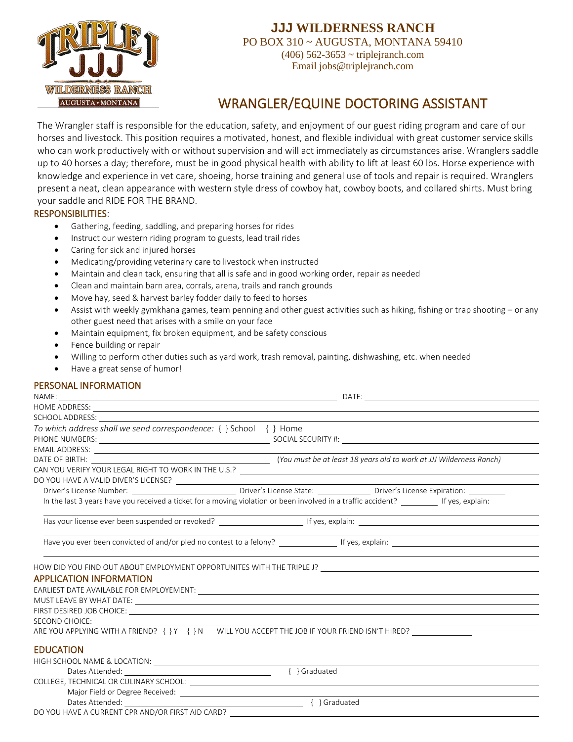# JJJ WILDERNESS RANCH

PO BOX 310 ~ AUGUSTA, MONTANA 59410

(406) 562-3653 ~ triplejranch.com

Email jobs@triplejranch.com

## WRANGLER/EQUINE DOCTORING ASSISTANT

The Wrangler staff is responsible for the education, safety, and enjoyment of our guest riding program and care of our horses and livestock. This position requires a motivated, honest, and flexible individual with great customer service skills who can work productively with or without supervision and will act immediately as circumstances arise. Wranglers saddle up to 40 horses a day; therefore, must be in good physical health with ability to lift at least 60 lbs. Horse experience with knowledge and experience in vet care, shoeing, horse training and general use of tools and repair is required. Wranglers present a neat, clean appearance with western style dress of cowboy hat, cowboy boots, and collared shirts. Must bring your saddle and RIDE FOR THE BRAND.

### RESPONSIBILITIES:

- Gathering, feeding, saddling, and preparing horses for rides
- Instruct our western riding program to guests, lead trail rides
- Caring for sick and injured horses
- Medicating/providing veterinary care to livestock when instructed
- Maintain and clean tack, ensuring that all is safe and in good working order, repair as needed
- Clean and maintain barn area, corrals, arena, trails and ranch grounds
- Move hay, seed & harvest barley fodder daily to feed to horses
- Assist with weekly gymkhana games, team penning and other guest activities such as hiking, fishing or trap shooting – or any other guest need that arises with a smile on your face
- Maintain equipment, fix broken equipment, and be safety conscious
- Fence building or repair
- Willing to perform other duties such as yard work, trash removal, painting, dishwashing, etc. when needed
- Have a great sense of humor!

### PERSONAL INFORMATION

NAME: ______________________ DATE: ______________________

HOME ADDRESS: ______________________

SCHOOL ADDRESS: ______________________

*To which address shall we send correspondence:* { } School { } Home

PHONE NUMBERS: ______________________ SOCIAL SECURITY #: ______________________

EMAIL ADDRESS: ______________________

DATE OF BIRTH: ______________________ *(You must be at least 18 years old to work at JJJ Wilderness Ranch)*

CAN YOU VERIFY YOUR LEGAL RIGHT TO WORK IN THE U.S.? ______________________

DO YOU HAVE A VALID DIVER'S LICENSE? ______________________

Driver's License Number: ____________ Driver's License State: ____________ Driver's License Expiration: ____________

In the last 3 years have you received a ticket for a moving violation or been involved in a traffic accident? ________ If yes, explain:

______________________

Has your license ever been suspended or revoked? ____________ If yes, explain: ______________________

______________________

Have you ever been convicted of and/or pled no contest to a felony? ____________ If yes, explain: ______________________

______________________

HOW DID YOU FIND OUT ABOUT EMPLOYMENT OPPORTUNITES WITH THE TRIPLE J? ______________________

### APPLICATION INFORMATION

EARLIEST DATE AVAILABLE FOR EMPLOYEMENT: ______________________

MUST LEAVE BY WHAT DATE: ______________________

FIRST DESIRED JOB CHOICE: ______________________

SECOND CHOICE: ______________________

ARE YOU APPLYING WITH A FRIEND? { } Y { } N WILL YOU ACCEPT THE JOB IF YOUR FRIEND ISN'T HIRED? ____________

### EDUCATION

HIGH SCHOOL NAME & LOCATION: ______________________

Dates Attended: ______________________ { } Graduated

COLLEGE, TECHNICAL OR CULINARY SCHOOL: ______________________

Major Field or Degree Received: ______________________

Dates Attended: ______________________ { } Graduated

DO YOU HAVE A CURRENT CPR AND/OR FIRST AID CARD? ______________________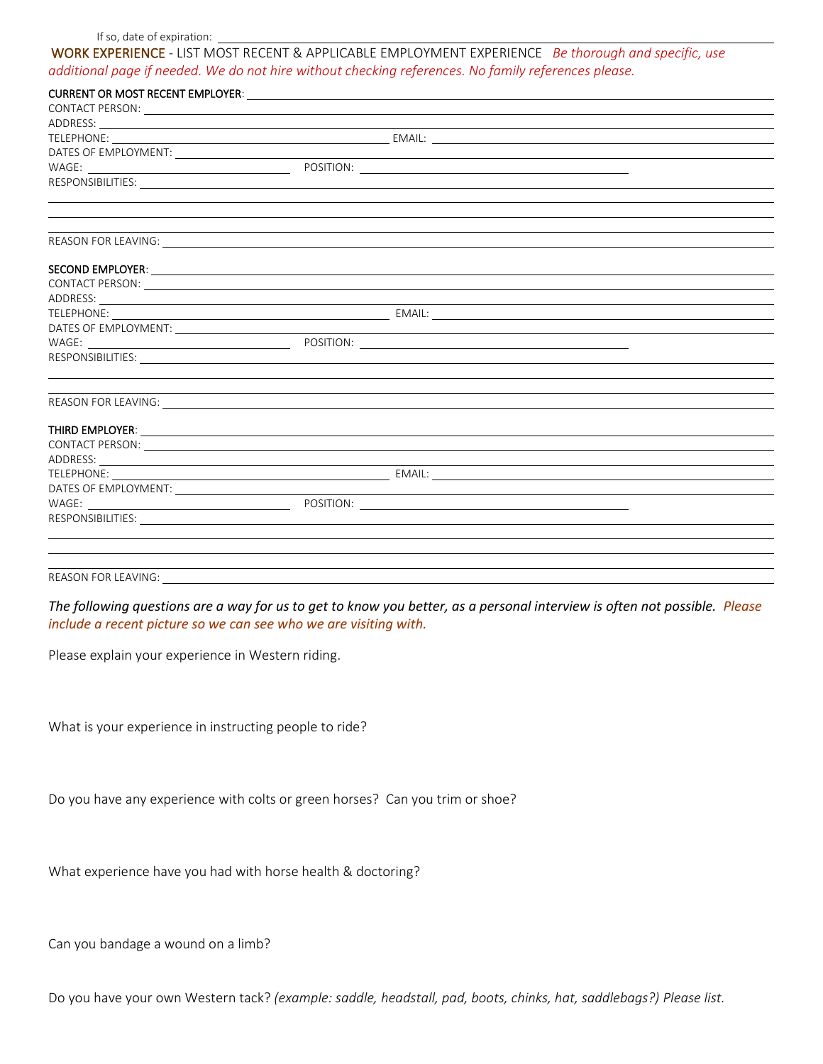If so, date of expiration: ______________________________

**WORK EXPERIENCE** - LIST MOST RECENT & APPLICABLE EMPLOYMENT EXPERIENCE *Be thorough and specific, use additional page if needed. We do not hire without checking references. No family references please.*

**CURRENT OR MOST RECENT EMPLOYER**: ______________________________

CONTACT PERSON: ______________________________

ADDRESS: ______________________________

TELEPHONE: ______________________________ EMAIL: ______________________________

DATES OF EMPLOYMENT: ______________________________

WAGE: ______________________________ POSITION: ______________________________

RESPONSIBILITIES: ______________________________

______________________________

______________________________

______________________________

REASON FOR LEAVING: ______________________________

**SECOND EMPLOYER**: ______________________________

CONTACT PERSON: ______________________________

ADDRESS: ______________________________

TELEPHONE: ______________________________ EMAIL: ______________________________

DATES OF EMPLOYMENT: ______________________________

WAGE: ______________________________ POSITION: ______________________________

RESPONSIBILITIES: ______________________________

______________________________

______________________________

REASON FOR LEAVING: ______________________________

**THIRD EMPLOYER**: ______________________________

CONTACT PERSON: ______________________________

ADDRESS: ______________________________

TELEPHONE: ______________________________ EMAIL: ______________________________

DATES OF EMPLOYMENT: ______________________________

WAGE: ______________________________ POSITION: ______________________________

RESPONSIBILITIES: ______________________________

______________________________

______________________________

______________________________

REASON FOR LEAVING: ______________________________

*The following questions are a way for us to get to know you better, as a personal interview is often not possible. Please include a recent picture so we can see who we are visiting with.*

Please explain your experience in Western riding.

What is your experience in instructing people to ride?

Do you have any experience with colts or green horses? Can you trim or shoe?

What experience have you had with horse health & doctoring?

Can you bandage a wound on a limb?

Do you have your own Western tack? *(example: saddle, headstall, pad, boots, chinks, hat, saddlebags?) Please list.*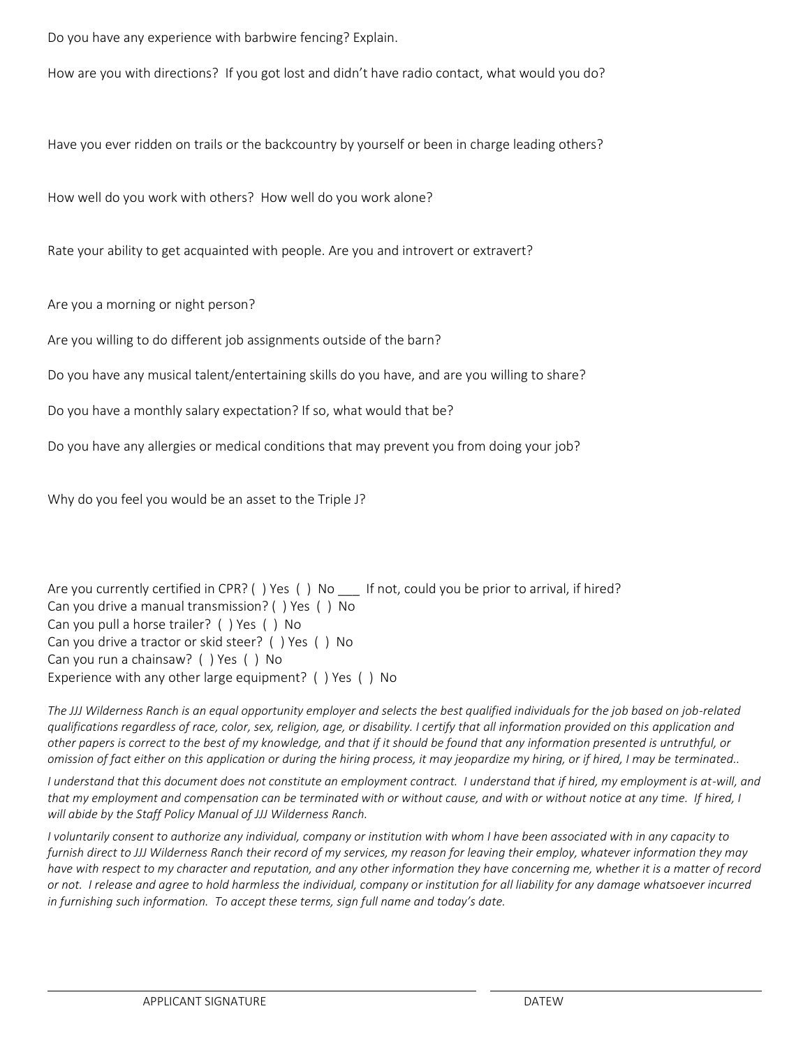Do you have any experience with barbwire fencing? Explain.

How are you with directions? If you got lost and didn't have radio contact, what would you do?

Have you ever ridden on trails or the backcountry by yourself or been in charge leading others?

How well do you work with others? How well do you work alone?

Rate your ability to get acquainted with people. Are you and introvert or extravert?

Are you a morning or night person?

Are you willing to do different job assignments outside of the barn?

Do you have any musical talent/entertaining skills do you have, and are you willing to share?

Do you have a monthly salary expectation? If so, what would that be?

Do you have any allergies or medical conditions that may prevent you from doing your job?

Why do you feel you would be an asset to the Triple J?

Are you currently certified in CPR? ( ) Yes ( ) No ___ If not, could you be prior to arrival, if hired?
Can you drive a manual transmission? ( ) Yes ( ) No
Can you pull a horse trailer? ( ) Yes ( ) No
Can you drive a tractor or skid steer? ( ) Yes ( ) No
Can you run a chainsaw? ( ) Yes ( ) No
Experience with any other large equipment? ( ) Yes ( ) No

*The JJJ Wilderness Ranch is an equal opportunity employer and selects the best qualified individuals for the job based on job-related qualifications regardless of race, color, sex, religion, age, or disability. I certify that all information provided on this application and other papers is correct to the best of my knowledge, and that if it should be found that any information presented is untruthful, or omission of fact either on this application or during the hiring process, it may jeopardize my hiring, or if hired, I may be terminated..*

*I understand that this document does not constitute an employment contract. I understand that if hired, my employment is at-will, and that my employment and compensation can be terminated with or without cause, and with or without notice at any time. If hired, I will abide by the Staff Policy Manual of JJJ Wilderness Ranch.*

*I voluntarily consent to authorize any individual, company or institution with whom I have been associated with in any capacity to furnish direct to JJJ Wilderness Ranch their record of my services, my reason for leaving their employ, whatever information they may have with respect to my character and reputation, and any other information they have concerning me, whether it is a matter of record or not. I release and agree to hold harmless the individual, company or institution for all liability for any damage whatsoever incurred in furnishing such information. To accept these terms, sign full name and today's date.*

\_\_\_\_\_\_\_\_\_\_\_\_\_\_\_\_\_\_\_\_\_\_\_\_\_\_\_\_\_\_\_\_\_\_\_\_\_\_ \_\_\_\_\_\_\_\_\_\_\_\_\_\_\_\_\_\_\_\_\_\_\_\_

APPLICANT SIGNATURE DATEW